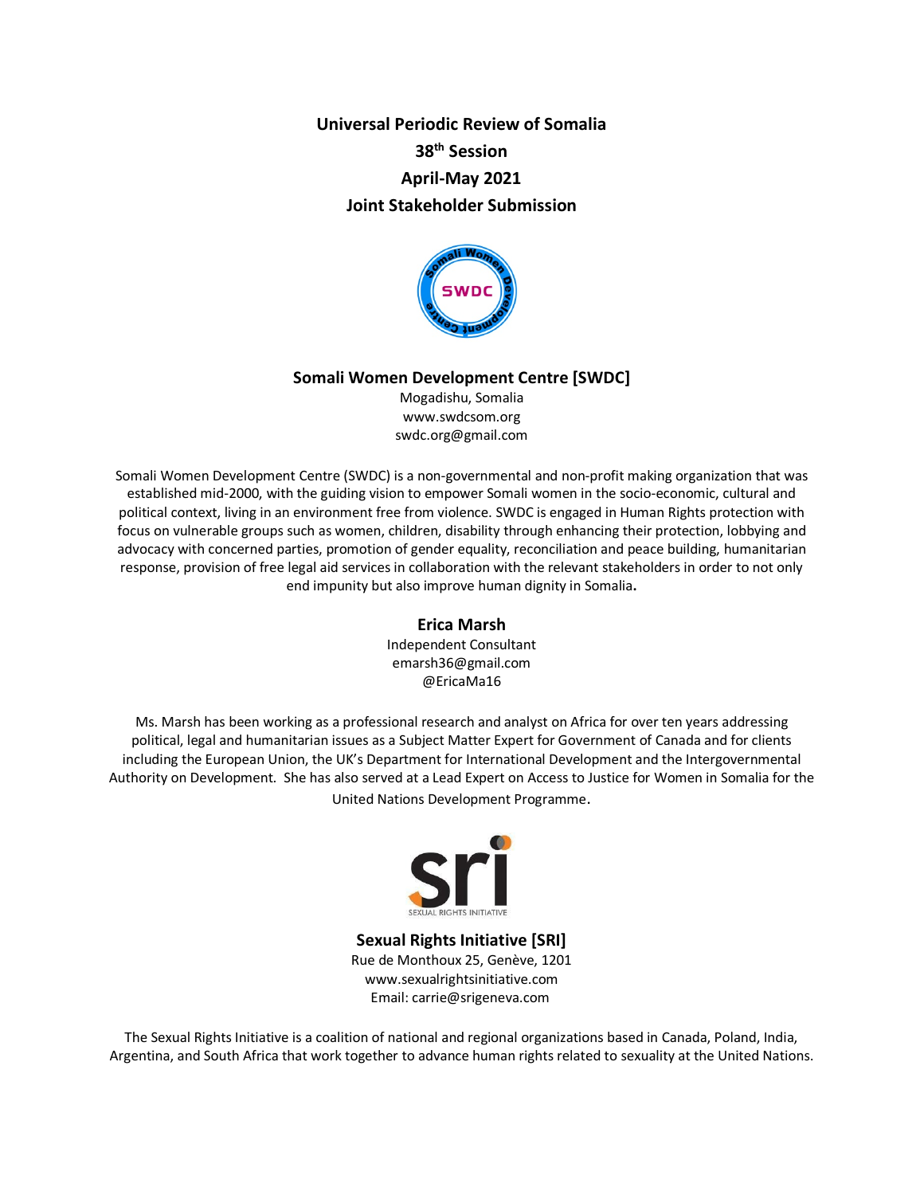# Universal Periodic Review of Somalia

## 38th Session

## April-May 2021

## Joint Stakeholder Submission

SWDC

### Somali Women Development Centre [SWDC]

Mogadishu, Somalia
www.swdcsom.org
swdc.org@gmail.com

Somali Women Development Centre (SWDC) is a non-governmental and non-profit making organization that was established mid-2000, with the guiding vision to empower Somali women in the socio-economic, cultural and political context, living in an environment free from violence. SWDC is engaged in Human Rights protection with focus on vulnerable groups such as women, children, disability through enhancing their protection, lobbying and advocacy with concerned parties, promotion of gender equality, reconciliation and peace building, humanitarian response, provision of free legal aid services in collaboration with the relevant stakeholders in order to not only end impunity but also improve human dignity in Somalia**.**

### Erica Marsh

Independent Consultant
emarsh36@gmail.com
@EricaMa16

Ms. Marsh has been working as a professional research and analyst on Africa for over ten years addressing political, legal and humanitarian issues as a Subject Matter Expert for Government of Canada and for clients including the European Union, the UK's Department for International Development and the Intergovernmental Authority on Development. She has also served at a Lead Expert on Access to Justice for Women in Somalia for the United Nations Development Programme.

### Sexual Rights Initiative [SRI]

Rue de Monthoux 25, Genève, 1201
www.sexualrightsinitiative.com
Email: carrie@srigeneva.com

The Sexual Rights Initiative is a coalition of national and regional organizations based in Canada, Poland, India, Argentina, and South Africa that work together to advance human rights related to sexuality at the United Nations.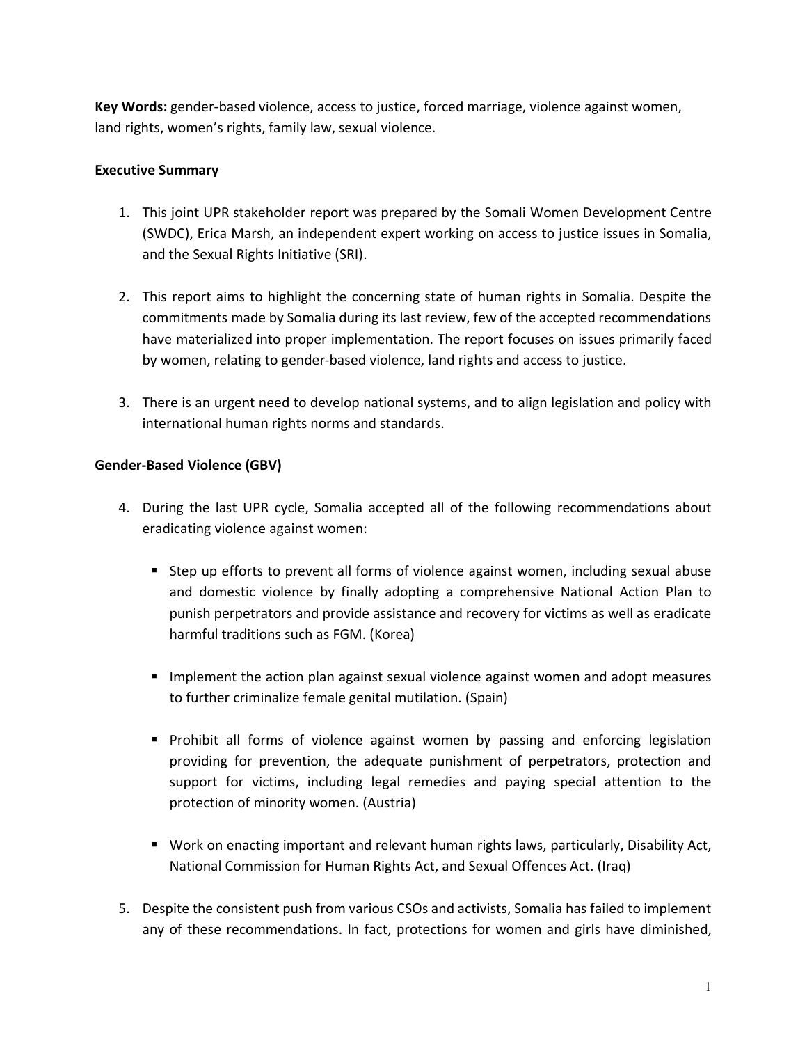**Key Words:** gender-based violence, access to justice, forced marriage, violence against women, land rights, women's rights, family law, sexual violence.

**Executive Summary**

1. This joint UPR stakeholder report was prepared by the Somali Women Development Centre (SWDC), Erica Marsh, an independent expert working on access to justice issues in Somalia, and the Sexual Rights Initiative (SRI).

2. This report aims to highlight the concerning state of human rights in Somalia. Despite the commitments made by Somalia during its last review, few of the accepted recommendations have materialized into proper implementation. The report focuses on issues primarily faced by women, relating to gender-based violence, land rights and access to justice.

3. There is an urgent need to develop national systems, and to align legislation and policy with international human rights norms and standards.

**Gender-Based Violence (GBV)**

4. During the last UPR cycle, Somalia accepted all of the following recommendations about eradicating violence against women:

   - Step up efforts to prevent all forms of violence against women, including sexual abuse and domestic violence by finally adopting a comprehensive National Action Plan to punish perpetrators and provide assistance and recovery for victims as well as eradicate harmful traditions such as FGM. (Korea)

   - Implement the action plan against sexual violence against women and adopt measures to further criminalize female genital mutilation. (Spain)

   - Prohibit all forms of violence against women by passing and enforcing legislation providing for prevention, the adequate punishment of perpetrators, protection and support for victims, including legal remedies and paying special attention to the protection of minority women. (Austria)

   - Work on enacting important and relevant human rights laws, particularly, Disability Act, National Commission for Human Rights Act, and Sexual Offences Act. (Iraq)

5. Despite the consistent push from various CSOs and activists, Somalia has failed to implement any of these recommendations. In fact, protections for women and girls have diminished,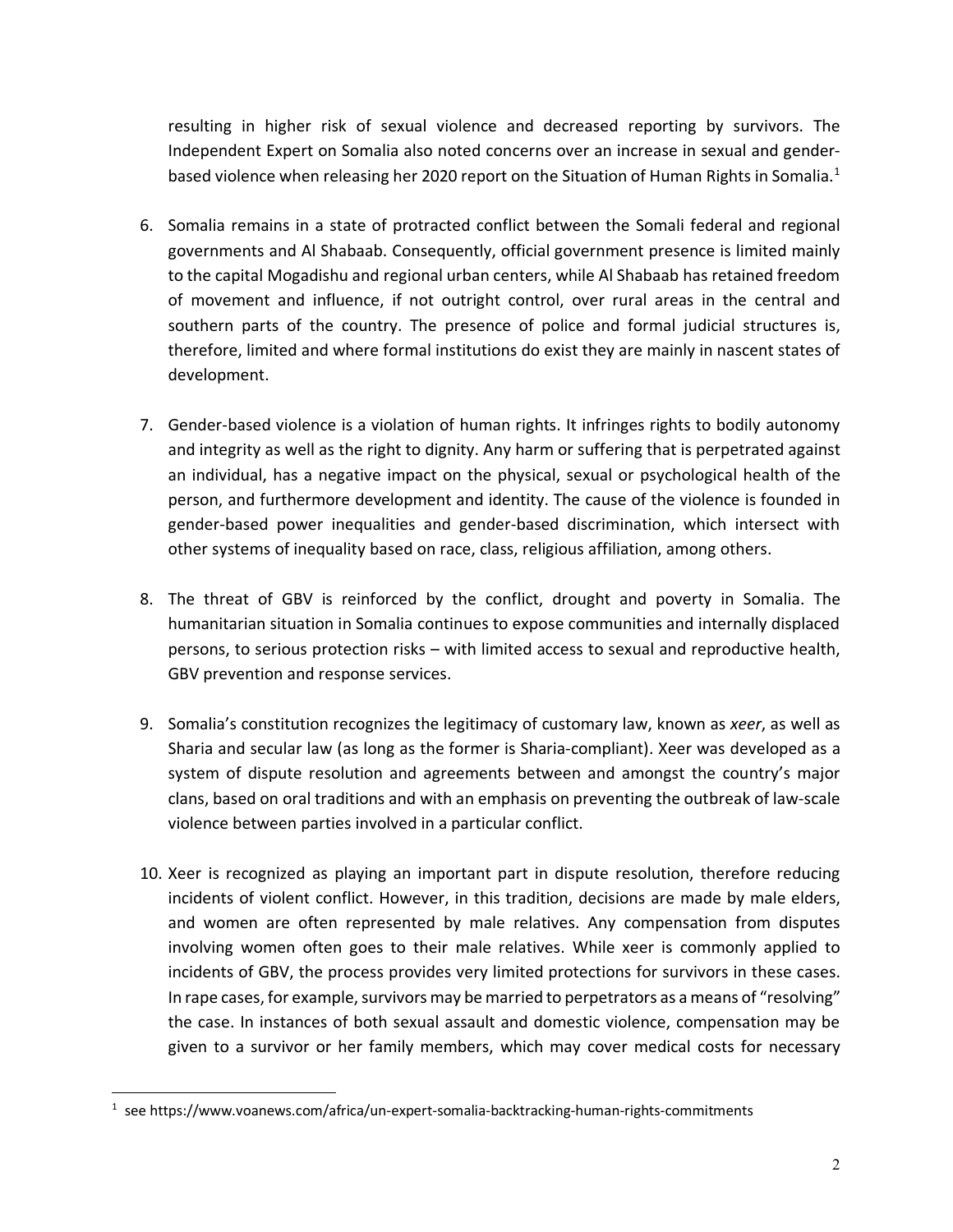resulting in higher risk of sexual violence and decreased reporting by survivors. The Independent Expert on Somalia also noted concerns over an increase in sexual and gender-based violence when releasing her 2020 report on the Situation of Human Rights in Somalia.[1]

6. Somalia remains in a state of protracted conflict between the Somali federal and regional governments and Al Shabaab. Consequently, official government presence is limited mainly to the capital Mogadishu and regional urban centers, while Al Shabaab has retained freedom of movement and influence, if not outright control, over rural areas in the central and southern parts of the country. The presence of police and formal judicial structures is, therefore, limited and where formal institutions do exist they are mainly in nascent states of development.

7. Gender-based violence is a violation of human rights. It infringes rights to bodily autonomy and integrity as well as the right to dignity. Any harm or suffering that is perpetrated against an individual, has a negative impact on the physical, sexual or psychological health of the person, and furthermore development and identity. The cause of the violence is founded in gender-based power inequalities and gender-based discrimination, which intersect with other systems of inequality based on race, class, religious affiliation, among others.

8. The threat of GBV is reinforced by the conflict, drought and poverty in Somalia. The humanitarian situation in Somalia continues to expose communities and internally displaced persons, to serious protection risks – with limited access to sexual and reproductive health, GBV prevention and response services.

9. Somalia's constitution recognizes the legitimacy of customary law, known as *xeer*, as well as Sharia and secular law (as long as the former is Sharia-compliant). Xeer was developed as a system of dispute resolution and agreements between and amongst the country's major clans, based on oral traditions and with an emphasis on preventing the outbreak of law-scale violence between parties involved in a particular conflict.

10. Xeer is recognized as playing an important part in dispute resolution, therefore reducing incidents of violent conflict. However, in this tradition, decisions are made by male elders, and women are often represented by male relatives. Any compensation from disputes involving women often goes to their male relatives. While xeer is commonly applied to incidents of GBV, the process provides very limited protections for survivors in these cases. In rape cases, for example, survivors may be married to perpetrators as a means of "resolving" the case. In instances of both sexual assault and domestic violence, compensation may be given to a survivor or her family members, which may cover medical costs for necessary

[1] see https://www.voanews.com/africa/un-expert-somalia-backtracking-human-rights-commitments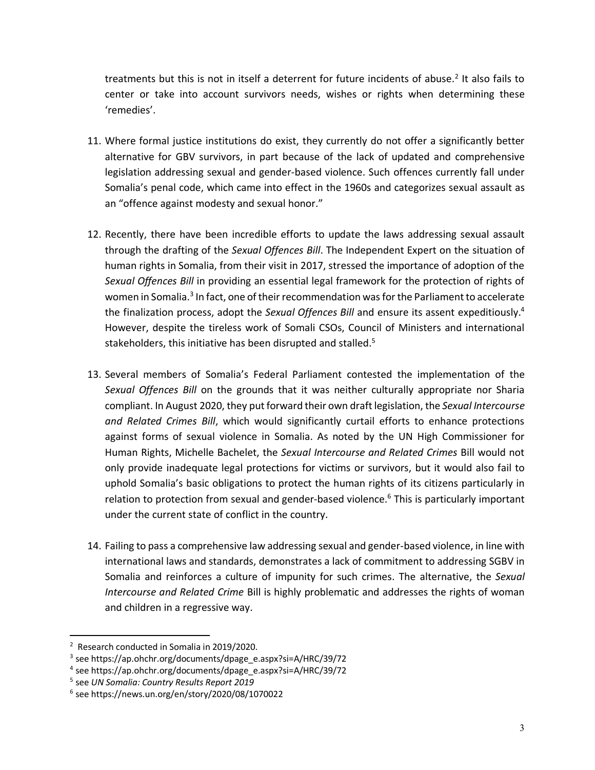treatments but this is not in itself a deterrent for future incidents of abuse.[2] It also fails to center or take into account survivors needs, wishes or rights when determining these 'remedies'.

11. Where formal justice institutions do exist, they currently do not offer a significantly better alternative for GBV survivors, in part because of the lack of updated and comprehensive legislation addressing sexual and gender-based violence. Such offences currently fall under Somalia's penal code, which came into effect in the 1960s and categorizes sexual assault as an "offence against modesty and sexual honor."

12. Recently, there have been incredible efforts to update the laws addressing sexual assault through the drafting of the *Sexual Offences Bill*. The Independent Expert on the situation of human rights in Somalia, from their visit in 2017, stressed the importance of adoption of the *Sexual Offences Bill* in providing an essential legal framework for the protection of rights of women in Somalia.[3] In fact, one of their recommendation was for the Parliament to accelerate the finalization process, adopt the *Sexual Offences Bill* and ensure its assent expeditiously.[4] However, despite the tireless work of Somali CSOs, Council of Ministers and international stakeholders, this initiative has been disrupted and stalled.[5]

13. Several members of Somalia's Federal Parliament contested the implementation of the *Sexual Offences Bill* on the grounds that it was neither culturally appropriate nor Sharia compliant. In August 2020, they put forward their own draft legislation, the *Sexual Intercourse and Related Crimes Bill*, which would significantly curtail efforts to enhance protections against forms of sexual violence in Somalia. As noted by the UN High Commissioner for Human Rights, Michelle Bachelet, the *Sexual Intercourse and Related Crimes* Bill would not only provide inadequate legal protections for victims or survivors, but it would also fail to uphold Somalia's basic obligations to protect the human rights of its citizens particularly in relation to protection from sexual and gender-based violence.[6] This is particularly important under the current state of conflict in the country.

14. Failing to pass a comprehensive law addressing sexual and gender-based violence, in line with international laws and standards, demonstrates a lack of commitment to addressing SGBV in Somalia and reinforces a culture of impunity for such crimes. The alternative, the *Sexual Intercourse and Related Crime* Bill is highly problematic and addresses the rights of woman and children in a regressive way.

---

[2] Research conducted in Somalia in 2019/2020.

[3] see https://ap.ohchr.org/documents/dpage_e.aspx?si=A/HRC/39/72

[4] see https://ap.ohchr.org/documents/dpage_e.aspx?si=A/HRC/39/72

[5] see *UN Somalia: Country Results Report 2019*

[6] see https://news.un.org/en/story/2020/08/1070022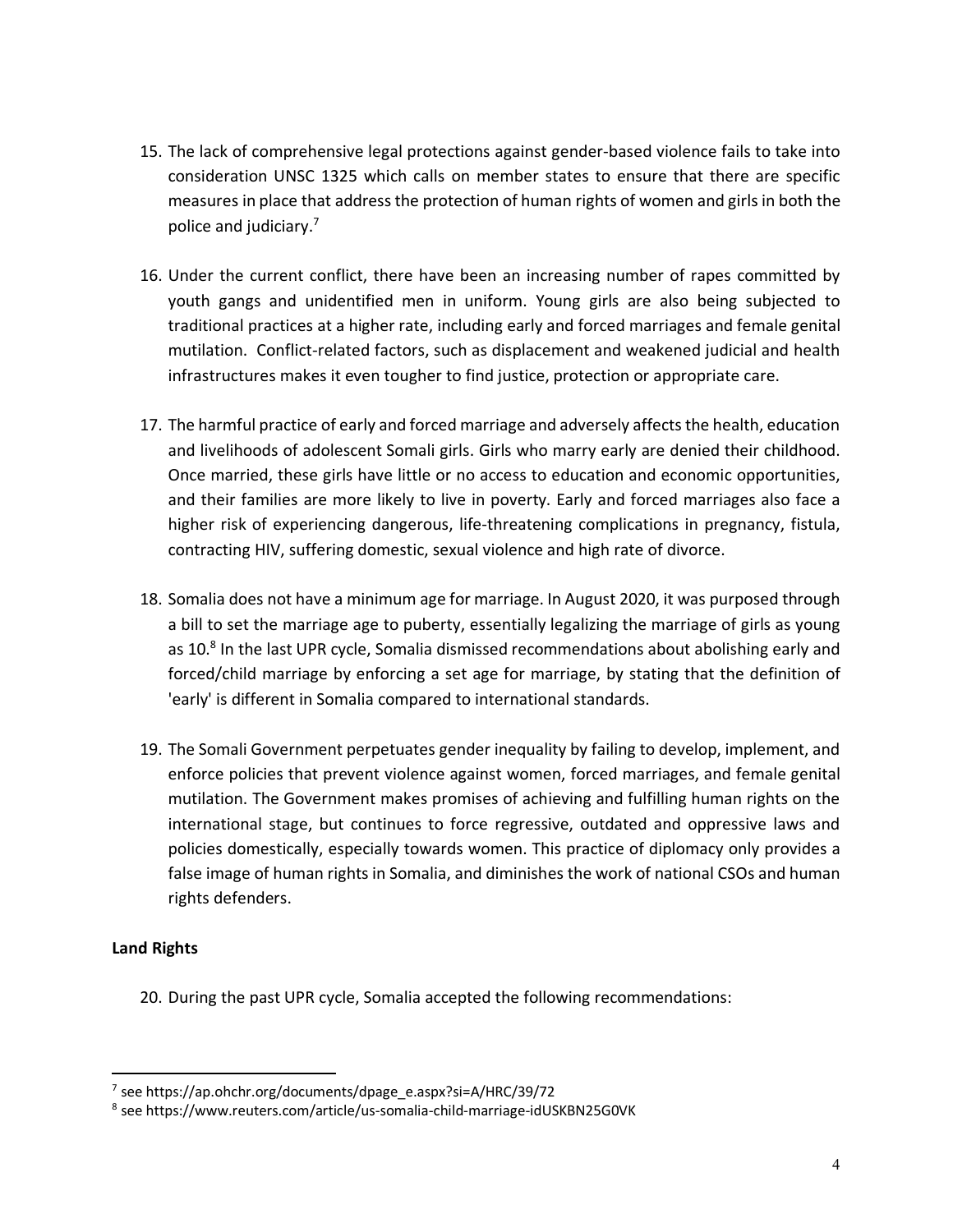15. The lack of comprehensive legal protections against gender-based violence fails to take into consideration UNSC 1325 which calls on member states to ensure that there are specific measures in place that address the protection of human rights of women and girls in both the police and judiciary.[7]

16. Under the current conflict, there have been an increasing number of rapes committed by youth gangs and unidentified men in uniform. Young girls are also being subjected to traditional practices at a higher rate, including early and forced marriages and female genital mutilation. Conflict-related factors, such as displacement and weakened judicial and health infrastructures makes it even tougher to find justice, protection or appropriate care.

17. The harmful practice of early and forced marriage and adversely affects the health, education and livelihoods of adolescent Somali girls. Girls who marry early are denied their childhood. Once married, these girls have little or no access to education and economic opportunities, and their families are more likely to live in poverty. Early and forced marriages also face a higher risk of experiencing dangerous, life-threatening complications in pregnancy, fistula, contracting HIV, suffering domestic, sexual violence and high rate of divorce.

18. Somalia does not have a minimum age for marriage. In August 2020, it was purposed through a bill to set the marriage age to puberty, essentially legalizing the marriage of girls as young as 10.[8] In the last UPR cycle, Somalia dismissed recommendations about abolishing early and forced/child marriage by enforcing a set age for marriage, by stating that the definition of 'early' is different in Somalia compared to international standards.

19. The Somali Government perpetuates gender inequality by failing to develop, implement, and enforce policies that prevent violence against women, forced marriages, and female genital mutilation. The Government makes promises of achieving and fulfilling human rights on the international stage, but continues to force regressive, outdated and oppressive laws and policies domestically, especially towards women. This practice of diplomacy only provides a false image of human rights in Somalia, and diminishes the work of national CSOs and human rights defenders.

**Land Rights**

20. During the past UPR cycle, Somalia accepted the following recommendations:

---

[7] see https://ap.ohchr.org/documents/dpage_e.aspx?si=A/HRC/39/72

[8] see https://www.reuters.com/article/us-somalia-child-marriage-idUSKBN25G0VK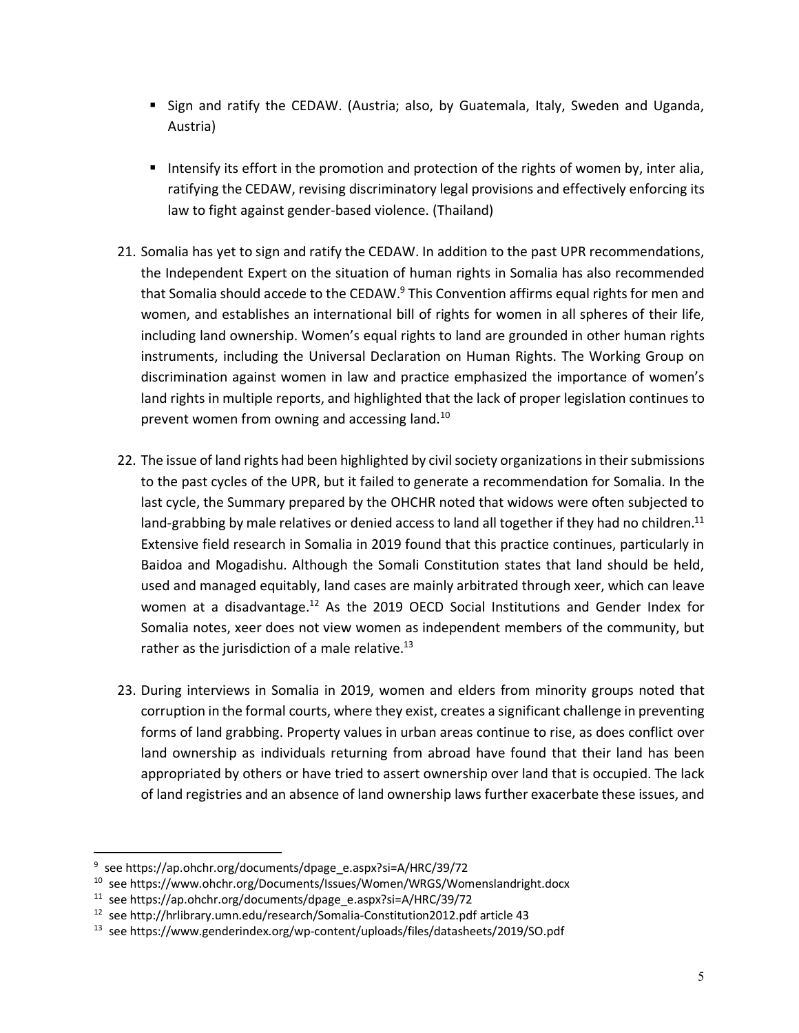- Sign and ratify the CEDAW. (Austria; also, by Guatemala, Italy, Sweden and Uganda, Austria)

- Intensify its effort in the promotion and protection of the rights of women by, inter alia, ratifying the CEDAW, revising discriminatory legal provisions and effectively enforcing its law to fight against gender-based violence. (Thailand)

21. Somalia has yet to sign and ratify the CEDAW. In addition to the past UPR recommendations, the Independent Expert on the situation of human rights in Somalia has also recommended that Somalia should accede to the CEDAW.[9] This Convention affirms equal rights for men and women, and establishes an international bill of rights for women in all spheres of their life, including land ownership. Women's equal rights to land are grounded in other human rights instruments, including the Universal Declaration on Human Rights. The Working Group on discrimination against women in law and practice emphasized the importance of women's land rights in multiple reports, and highlighted that the lack of proper legislation continues to prevent women from owning and accessing land.[10]

22. The issue of land rights had been highlighted by civil society organizations in their submissions to the past cycles of the UPR, but it failed to generate a recommendation for Somalia. In the last cycle, the Summary prepared by the OHCHR noted that widows were often subjected to land-grabbing by male relatives or denied access to land all together if they had no children.[11] Extensive field research in Somalia in 2019 found that this practice continues, particularly in Baidoa and Mogadishu. Although the Somali Constitution states that land should be held, used and managed equitably, land cases are mainly arbitrated through xeer, which can leave women at a disadvantage.[12] As the 2019 OECD Social Institutions and Gender Index for Somalia notes, xeer does not view women as independent members of the community, but rather as the jurisdiction of a male relative.[13]

23. During interviews in Somalia in 2019, women and elders from minority groups noted that corruption in the formal courts, where they exist, creates a significant challenge in preventing forms of land grabbing. Property values in urban areas continue to rise, as does conflict over land ownership as individuals returning from abroad have found that their land has been appropriated by others or have tried to assert ownership over land that is occupied. The lack of land registries and an absence of land ownership laws further exacerbate these issues, and

---

[9] see https://ap.ohchr.org/documents/dpage_e.aspx?si=A/HRC/39/72

[10] see https://www.ohchr.org/Documents/Issues/Women/WRGS/Womenslandright.docx

[11] see https://ap.ohchr.org/documents/dpage_e.aspx?si=A/HRC/39/72

[12] see http://hrlibrary.umn.edu/research/Somalia-Constitution2012.pdf article 43

[13] see https://www.genderindex.org/wp-content/uploads/files/datasheets/2019/SO.pdf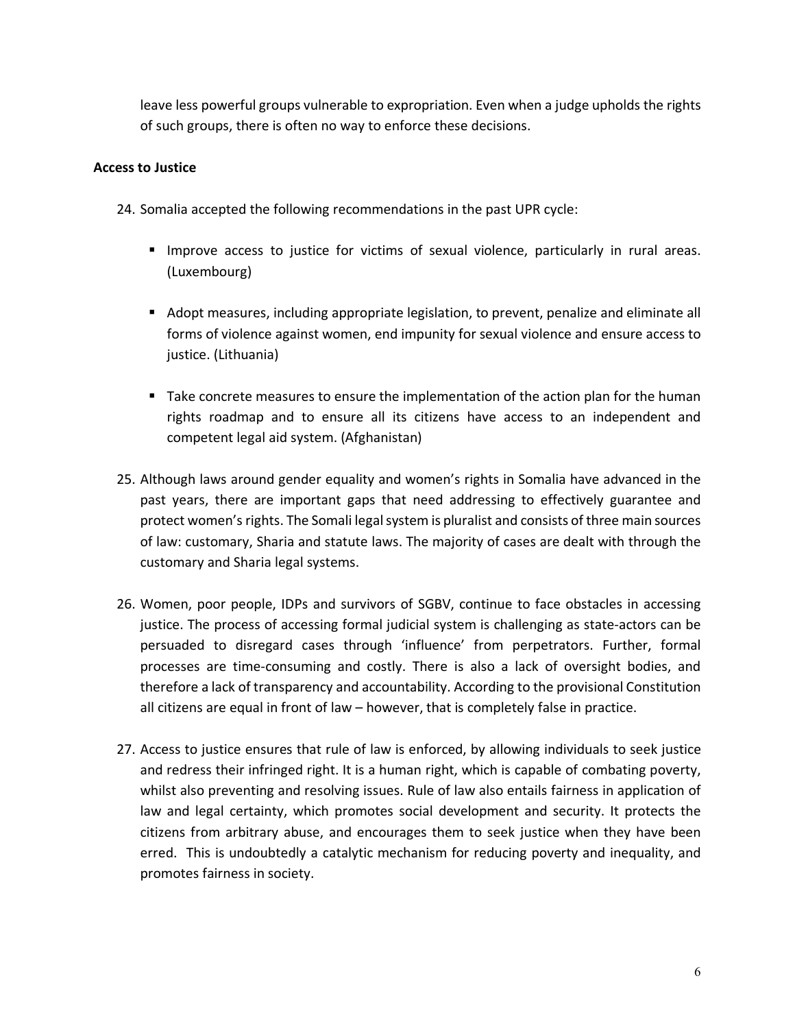leave less powerful groups vulnerable to expropriation. Even when a judge upholds the rights of such groups, there is often no way to enforce these decisions.

**Access to Justice**

24. Somalia accepted the following recommendations in the past UPR cycle:

    - Improve access to justice for victims of sexual violence, particularly in rural areas. (Luxembourg)

    - Adopt measures, including appropriate legislation, to prevent, penalize and eliminate all forms of violence against women, end impunity for sexual violence and ensure access to justice. (Lithuania)

    - Take concrete measures to ensure the implementation of the action plan for the human rights roadmap and to ensure all its citizens have access to an independent and competent legal aid system. (Afghanistan)

25. Although laws around gender equality and women's rights in Somalia have advanced in the past years, there are important gaps that need addressing to effectively guarantee and protect women's rights. The Somali legal system is pluralist and consists of three main sources of law: customary, Sharia and statute laws. The majority of cases are dealt with through the customary and Sharia legal systems.

26. Women, poor people, IDPs and survivors of SGBV, continue to face obstacles in accessing justice. The process of accessing formal judicial system is challenging as state-actors can be persuaded to disregard cases through 'influence' from perpetrators. Further, formal processes are time-consuming and costly. There is also a lack of oversight bodies, and therefore a lack of transparency and accountability. According to the provisional Constitution all citizens are equal in front of law – however, that is completely false in practice.

27. Access to justice ensures that rule of law is enforced, by allowing individuals to seek justice and redress their infringed right. It is a human right, which is capable of combating poverty, whilst also preventing and resolving issues. Rule of law also entails fairness in application of law and legal certainty, which promotes social development and security. It protects the citizens from arbitrary abuse, and encourages them to seek justice when they have been erred. This is undoubtedly a catalytic mechanism for reducing poverty and inequality, and promotes fairness in society.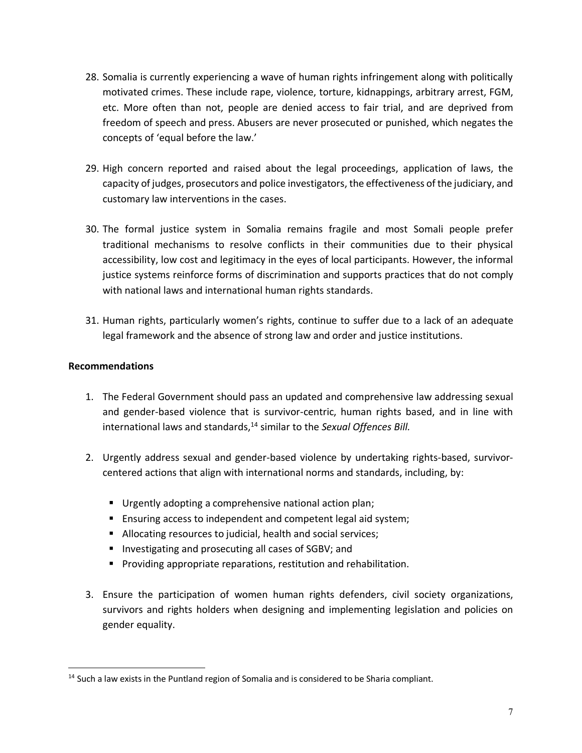28. Somalia is currently experiencing a wave of human rights infringement along with politically motivated crimes. These include rape, violence, torture, kidnappings, arbitrary arrest, FGM, etc. More often than not, people are denied access to fair trial, and are deprived from freedom of speech and press. Abusers are never prosecuted or punished, which negates the concepts of 'equal before the law.'

29. High concern reported and raised about the legal proceedings, application of laws, the capacity of judges, prosecutors and police investigators, the effectiveness of the judiciary, and customary law interventions in the cases.

30. The formal justice system in Somalia remains fragile and most Somali people prefer traditional mechanisms to resolve conflicts in their communities due to their physical accessibility, low cost and legitimacy in the eyes of local participants. However, the informal justice systems reinforce forms of discrimination and supports practices that do not comply with national laws and international human rights standards.

31. Human rights, particularly women's rights, continue to suffer due to a lack of an adequate legal framework and the absence of strong law and order and justice institutions.

**Recommendations**

1. The Federal Government should pass an updated and comprehensive law addressing sexual and gender-based violence that is survivor-centric, human rights based, and in line with international laws and standards,[14] similar to the *Sexual Offences Bill.*

2. Urgently address sexual and gender-based violence by undertaking rights-based, survivor-centered actions that align with international norms and standards, including, by:
   - Urgently adopting a comprehensive national action plan;
   - Ensuring access to independent and competent legal aid system;
   - Allocating resources to judicial, health and social services;
   - Investigating and prosecuting all cases of SGBV; and
   - Providing appropriate reparations, restitution and rehabilitation.

3. Ensure the participation of women human rights defenders, civil society organizations, survivors and rights holders when designing and implementing legislation and policies on gender equality.

[14] Such a law exists in the Puntland region of Somalia and is considered to be Sharia compliant.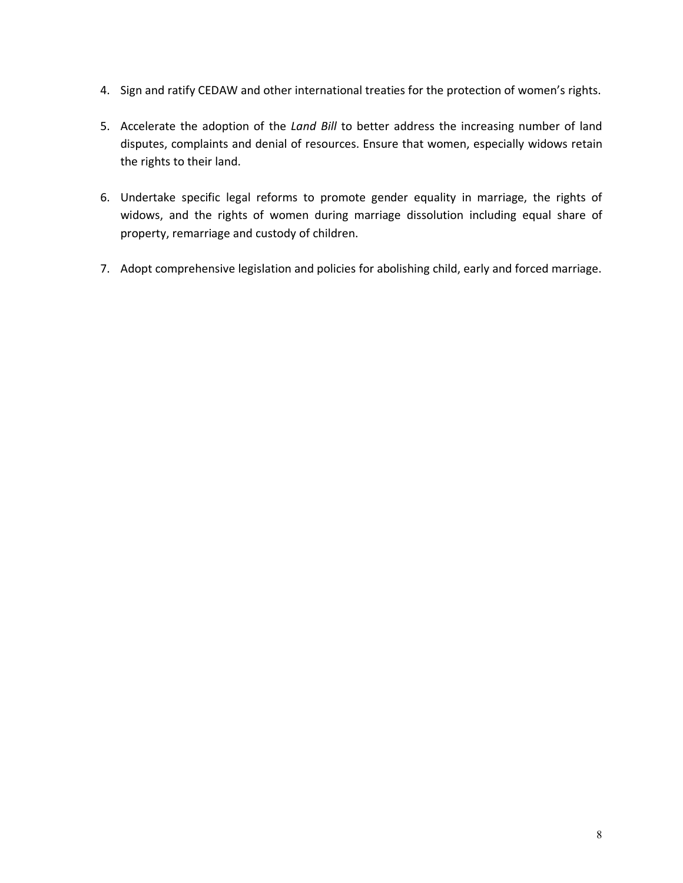4. Sign and ratify CEDAW and other international treaties for the protection of women's rights.

5. Accelerate the adoption of the *Land Bill* to better address the increasing number of land disputes, complaints and denial of resources. Ensure that women, especially widows retain the rights to their land.

6. Undertake specific legal reforms to promote gender equality in marriage, the rights of widows, and the rights of women during marriage dissolution including equal share of property, remarriage and custody of children.

7. Adopt comprehensive legislation and policies for abolishing child, early and forced marriage.